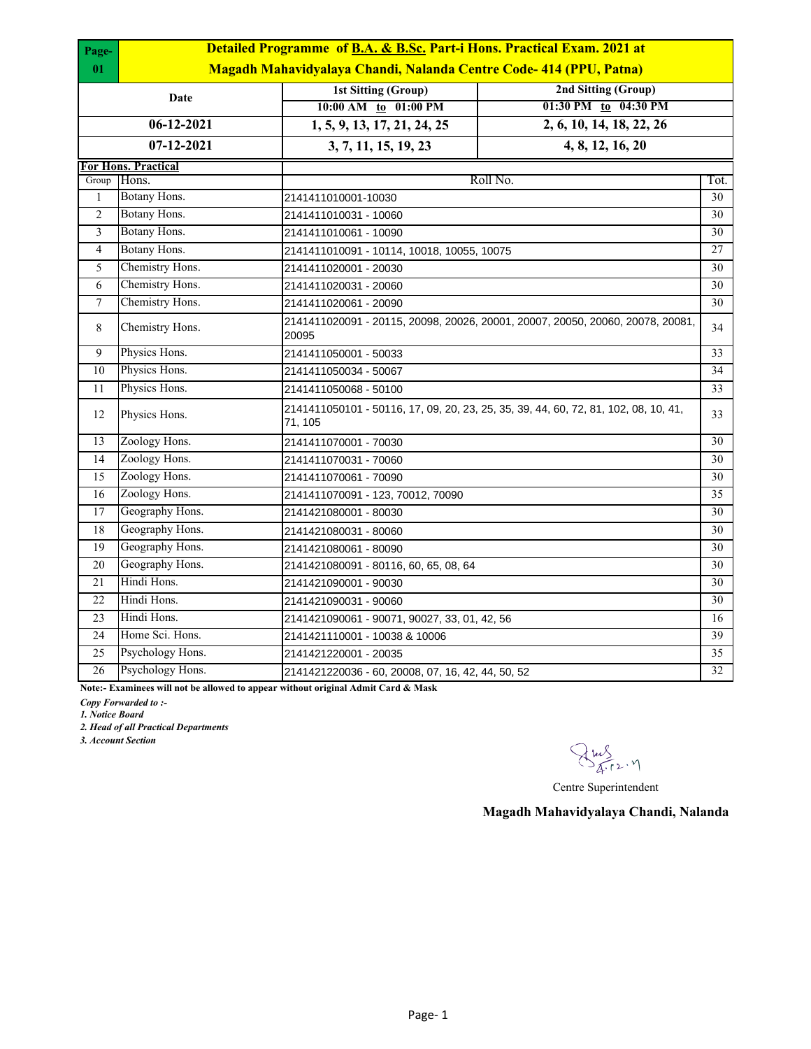**Page-01**

# Detailed Programme of B.A. & B.Sc. Part-i Hons. Practical Exam. 2021 at

## Magadh Mahavidyalaya Chandi, Nalanda Centre Code- 414 (PPU, Patna)

| Date | 1st Sitting (Group) 10:00 AM to 01:00 PM | 2nd Sitting (Group) 01:30 PM to 04:30 PM |
|---|---|---|
| 06-12-2021 | 1, 5, 9, 13, 17, 21, 24, 25 | 2, 6, 10, 14, 18, 22, 26 |
| 07-12-2021 | 3, 7, 11, 15, 19, 23 | 4, 8, 12, 16, 20 |

**For Hons. Practical**

| Group | Hons. | Roll No. | Tot. |
|---|---|---|---|
| 1 | Botany Hons. | 2141411010001-10030 | 30 |
| 2 | Botany Hons. | 2141411010031 - 10060 | 30 |
| 3 | Botany Hons. | 2141411010061 - 10090 | 30 |
| 4 | Botany Hons. | 2141411010091 - 10114, 10018, 10055, 10075 | 27 |
| 5 | Chemistry Hons. | 2141411020001 - 20030 | 30 |
| 6 | Chemistry Hons. | 2141411020031 - 20060 | 30 |
| 7 | Chemistry Hons. | 2141411020061 - 20090 | 30 |
| 8 | Chemistry Hons. | 2141411020091 - 20115, 20098, 20026, 20001, 20007, 20050, 20060, 20078, 20081, 20095 | 34 |
| 9 | Physics Hons. | 2141411050001 - 50033 | 33 |
| 10 | Physics Hons. | 2141411050034 - 50067 | 34 |
| 11 | Physics Hons. | 2141411050068 - 50100 | 33 |
| 12 | Physics Hons. | 2141411050101 - 50116, 17, 09, 20, 23, 25, 35, 39, 44, 60, 72, 81, 102, 08, 10, 41, 71, 105 | 33 |
| 13 | Zoology Hons. | 2141411070001 - 70030 | 30 |
| 14 | Zoology Hons. | 2141411070031 - 70060 | 30 |
| 15 | Zoology Hons. | 2141411070061 - 70090 | 30 |
| 16 | Zoology Hons. | 2141411070091 - 123, 70012, 70090 | 35 |
| 17 | Geography Hons. | 2141421080001 - 80030 | 30 |
| 18 | Geography Hons. | 2141421080031 - 80060 | 30 |
| 19 | Geography Hons. | 2141421080061 - 80090 | 30 |
| 20 | Geography Hons. | 2141421080091 - 80116, 60, 65, 08, 64 | 30 |
| 21 | Hindi Hons. | 2141421090001 - 90030 | 30 |
| 22 | Hindi Hons. | 2141421090031 - 90060 | 30 |
| 23 | Hindi Hons. | 2141421090061 - 90071, 90027, 33, 01, 42, 56 | 16 |
| 24 | Home Sci. Hons. | 2141421110001 - 10038 & 10006 | 39 |
| 25 | Psychology Hons. | 2141421220001 - 20035 | 35 |
| 26 | Psychology Hons. | 2141421220036 - 60, 20008, 07, 16, 42, 44, 50, 52 | 32 |

**Note:- Examinees will not be allowed to appear without original Admit Card & Mask**

***Copy Forwarded to :-***

*1. Notice Board*

*2. Head of all Practical Departments*

*3. Account Section*

Centre Superintendent

**Magadh Mahavidyalaya Chandi, Nalanda**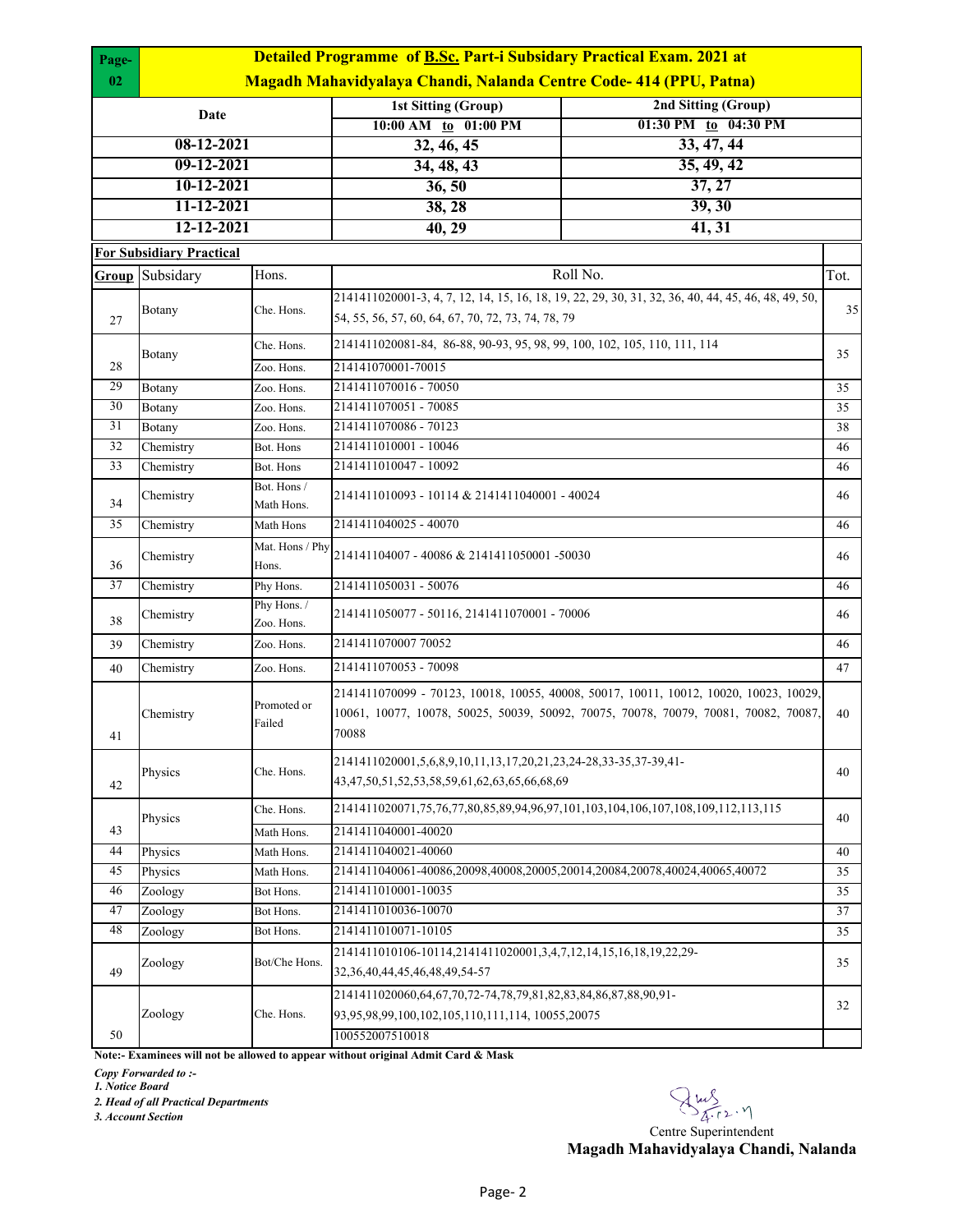# Detailed Programme of B.Sc. Part-i Subsidary Practical Exam. 2021 at

## Magadh Mahavidyalaya Chandi, Nalanda Centre Code- 414 (PPU, Patna)

| Date | 1st Sitting (Group) 10:00 AM to 01:00 PM | 2nd Sitting (Group) 01:30 PM to 04:30 PM |
|---|---|---|
| 08-12-2021 | 32, 46, 45 | 33, 47, 44 |
| 09-12-2021 | 34, 48, 43 | 35, 49, 42 |
| 10-12-2021 | 36, 50 | 37, 27 |
| 11-12-2021 | 38, 28 | 39, 30 |
| 12-12-2021 | 40, 29 | 41, 31 |

**For Subsidiary Practical**

| Group | Subsidary | Hons. | Roll No. | Tot. |
|---|---|---|---|---|
| 27 | Botany | Che. Hons. | 2141411020001-3, 4, 7, 12, 14, 15, 16, 18, 19, 22, 29, 30, 31, 32, 36, 40, 44, 45, 46, 48, 49, 50, 54, 55, 56, 57, 60, 64, 67, 70, 72, 73, 74, 78, 79 | 35 |
| 28 | Botany | Che. Hons. | 2141411020081-84, 86-88, 90-93, 95, 98, 99, 100, 102, 105, 110, 111, 114 | 35 |
| | | Zoo. Hons. | 214141070001-70015 | |
| 29 | Botany | Zoo. Hons. | 2141411070016 - 70050 | 35 |
| 30 | Botany | Zoo. Hons. | 2141411070051 - 70085 | 35 |
| 31 | Botany | Zoo. Hons. | 2141411070086 - 70123 | 38 |
| 32 | Chemistry | Bot. Hons | 2141411010001 - 10046 | 46 |
| 33 | Chemistry | Bot. Hons | 2141411010047 - 10092 | 46 |
| 34 | Chemistry | Bot. Hons / Math Hons. | 2141411010093 - 10114 & 2141411040001 - 40024 | 46 |
| 35 | Chemistry | Math Hons | 2141411040025 - 40070 | 46 |
| 36 | Chemistry | Mat. Hons / Phy Hons. | 214141104007 - 40086 & 2141411050001 -50030 | 46 |
| 37 | Chemistry | Phy Hons. | 2141411050031 - 50076 | 46 |
| 38 | Chemistry | Phy Hons. / Zoo. Hons. | 2141411050077 - 50116, 2141411070001 - 70006 | 46 |
| 39 | Chemistry | Zoo. Hons. | 2141411070007 70052 | 46 |
| 40 | Chemistry | Zoo. Hons. | 2141411070053 - 70098 | 47 |
| 41 | Chemistry | Promoted or Failed | 2141411070099 - 70123, 10018, 10055, 40008, 50017, 10011, 10012, 10020, 10023, 10029, 10061, 10077, 10078, 50025, 50039, 50092, 70075, 70078, 70079, 70081, 70082, 70087, 70088 | 40 |
| 42 | Physics | Che. Hons. | 2141411020001,5,6,8,9,10,11,13,17,20,21,23,24-28,33-35,37-39,41-43,47,50,51,52,53,58,59,61,62,63,65,66,68,69 | 40 |
| 43 | Physics | Che. Hons. | 2141411020071,75,76,77,80,85,89,94,96,97,101,103,104,106,107,108,109,112,113,115 | 40 |
| | | Math Hons. | 2141411040001-40020 | |
| 44 | Physics | Math Hons. | 2141411040021-40060 | 40 |
| 45 | Physics | Math Hons. | 2141411040061-40086,20098,40008,20005,20014,20084,20078,40024,40065,40072 | 35 |
| 46 | Zoology | Bot Hons. | 2141411010001-10035 | 35 |
| 47 | Zoology | Bot Hons. | 2141411010036-10070 | 37 |
| 48 | Zoology | Bot Hons. | 2141411010071-10105 | 35 |
| 49 | Zoology | Bot/Che Hons. | 2141411010106-10114,2141411020001,3,4,7,12,14,15,16,18,19,22,29-32,36,40,44,45,46,48,49,54-57 | 35 |
| 50 | Zoology | Che. Hons. | 2141411020060,64,67,70,72-74,78,79,81,82,83,84,86,87,88,90,91-93,95,98,99,100,102,105,110,111,114, 10055,20075 | 32 |
| | | | 100552007510018 | |

**Note:- Examinees will not be allowed to appear without original Admit Card & Mask**

***Copy Forwarded to :-***
***1. Notice Board***
***2. Head of all Practical Departments***
***3. Account Section***

4.12.21

Centre Superintendent
**Magadh Mahavidyalaya Chandi, Nalanda**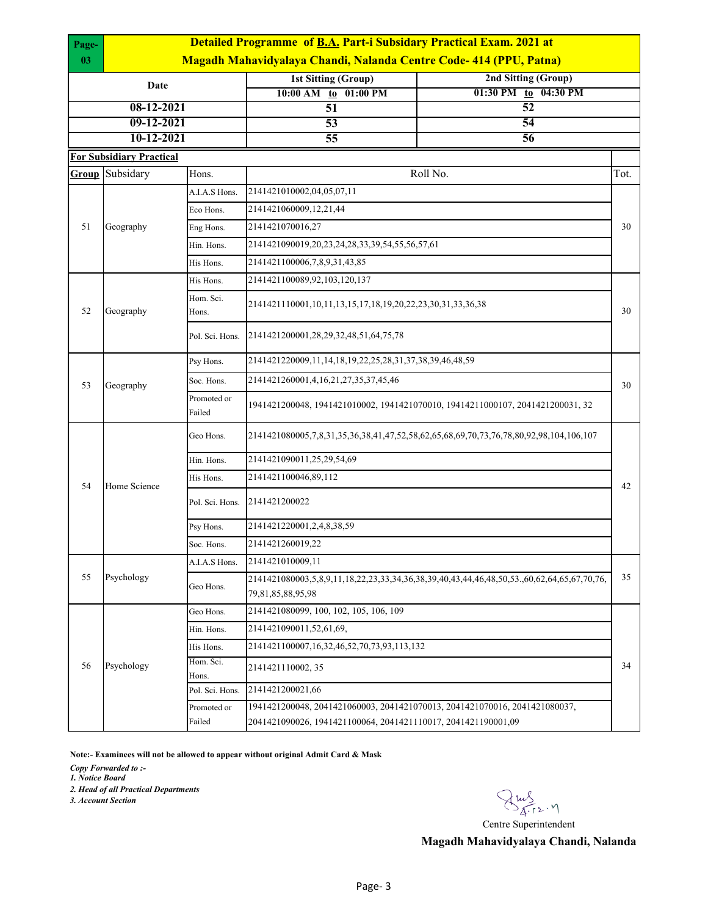# Detailed Programme of B.A. Part-i Subsidary Practical Exam. 2021 at Magadh Mahavidyalaya Chandi, Nalanda Centre Code- 414 (PPU, Patna)

Page- 03

| Date | 1st Sitting (Group) 10:00 AM to 01:00 PM | 2nd Sitting (Group) 01:30 PM to 04:30 PM |
|---|---|---|
| 08-12-2021 | 51 | 52 |
| 09-12-2021 | 53 | 54 |
| 10-12-2021 | 55 | 56 |

**For Subsidiary Practical**

| Group | Subsidary | Hons. | Roll No. | Tot. |
|---|---|---|---|---|
| 51 | Geography | A.I.A.S Hons. | 2141421010002,04,05,07,11 | 30 |
| | | Eco Hons. | 2141421060009,12,21,44 | |
| | | Eng Hons. | 2141421070016,27 | |
| | | Hin. Hons. | 2141421090019,20,23,24,28,33,39,54,55,56,57,61 | |
| | | His Hons. | 2141421100006,7,8,9,31,43,85 | |
| 52 | Geography | His Hons. | 2141421100089,92,103,120,137 | 30 |
| | | Hom. Sci. Hons. | 2141421110001,10,11,13,15,17,18,19,20,22,23,30,31,33,36,38 | |
| | | Pol. Sci. Hons. | 2141421200001,28,29,32,48,51,64,75,78 | |
| 53 | Geography | Psy Hons. | 2141421220009,11,14,18,19,22,25,28,31,37,38,39,46,48,59 | 30 |
| | | Soc. Hons. | 2141421260001,4,16,21,27,35,37,45,46 | |
| | | Promoted or Failed | 1941421200048, 1941421010002, 1941421070010, 19414211000107, 2041421200031, 32 | |
| 54 | Home Science | Geo Hons. | 2141421080005,7,8,31,35,36,38,41,47,52,58,62,65,68,69,70,73,76,78,80,92,98,104,106,107 | 42 |
| | | Hin. Hons. | 2141421090011,25,29,54,69 | |
| | | His Hons. | 2141421100046,89,112 | |
| | | Pol. Sci. Hons. | 2141421200022 | |
| | | Psy Hons. | 2141421220001,2,4,8,38,59 | |
| | | Soc. Hons. | 2141421260019,22 | |
| 55 | Psychology | A.I.A.S Hons. | 2141421010009,11 | 35 |
| | | Geo Hons. | 2141421080003,5,8,9,11,18,22,23,33,34,36,38,39,40,43,44,46,48,50,53.,60,62,64,65,67,70,76, 79,81,85,88,95,98 | |
| 56 | Psychology | Geo Hons. | 2141421080099, 100, 102, 105, 106, 109 | 34 |
| | | Hin. Hons. | 2141421090011,52,61,69, | |
| | | His Hons. | 2141421100007,16,32,46,52,70,73,93,113,132 | |
| | | Hom. Sci. Hons. | 2141421110002, 35 | |
| | | Pol. Sci. Hons. | 2141421200021,66 | |
| | | Promoted or Failed | 1941421200048, 2041421060003, 2041421070013, 2041421070016, 2041421080037, 2041421090026, 1941421100064, 2041421110017, 2041421190001,09 | |

**Note:- Examinees will not be allowed to appear without original Admit Card & Mask**

*Copy Forwarded to :-*
*1. Notice Board*
*2. Head of all Practical Departments*
*3. Account Section*

Centre Superintendent

**Magadh Mahavidyalaya Chandi, Nalanda**